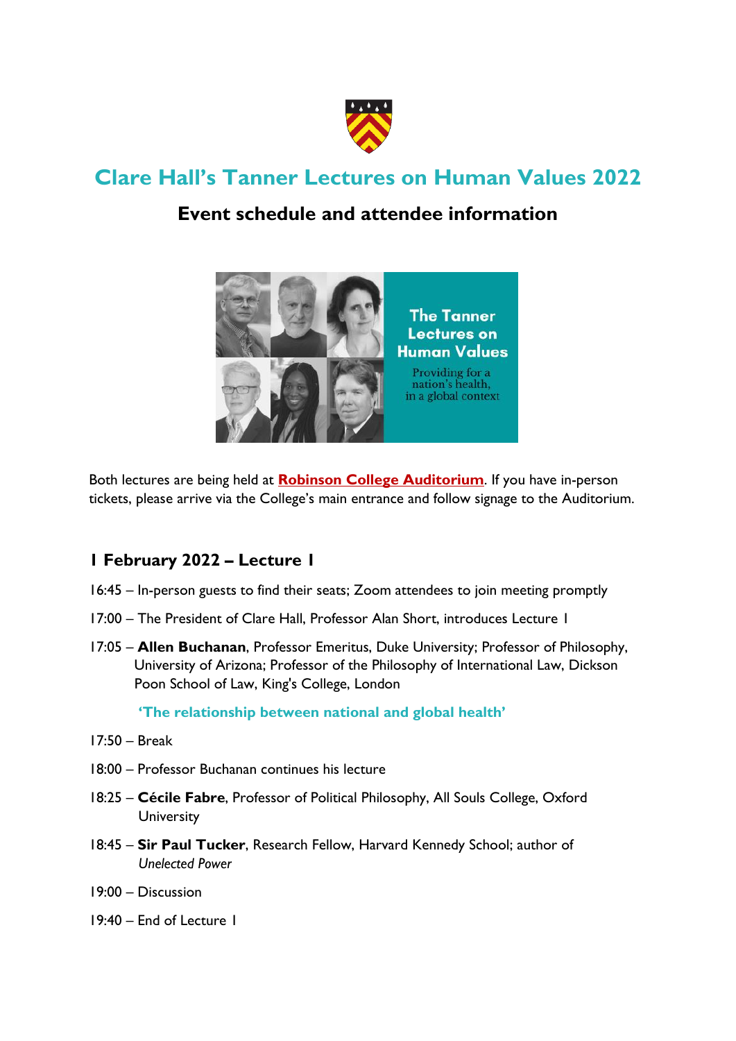# Clare Hall's Tanner Lectures on Human Values 2022

## Event schedule and attendee information

Both lectures are being held at **[Robinson College Auditorium]**. If you have in-person tickets, please arrive via the College's main entrance and follow signage to the Auditorium.

### 1 February 2022 – Lecture 1

16:45 – In-person guests to find their seats; Zoom attendees to join meeting promptly

17:00 – The President of Clare Hall, Professor Alan Short, introduces Lecture 1

17:05 – **Allen Buchanan**, Professor Emeritus, Duke University; Professor of Philosophy, University of Arizona; Professor of the Philosophy of International Law, Dickson Poon School of Law, King's College, London

**'The relationship between national and global health'**

17:50 – Break

18:00 – Professor Buchanan continues his lecture

18:25 – **Cécile Fabre**, Professor of Political Philosophy, All Souls College, Oxford University

18:45 – **Sir Paul Tucker**, Research Fellow, Harvard Kennedy School; author of *Unelected Power*

19:00 – Discussion

19:40 – End of Lecture 1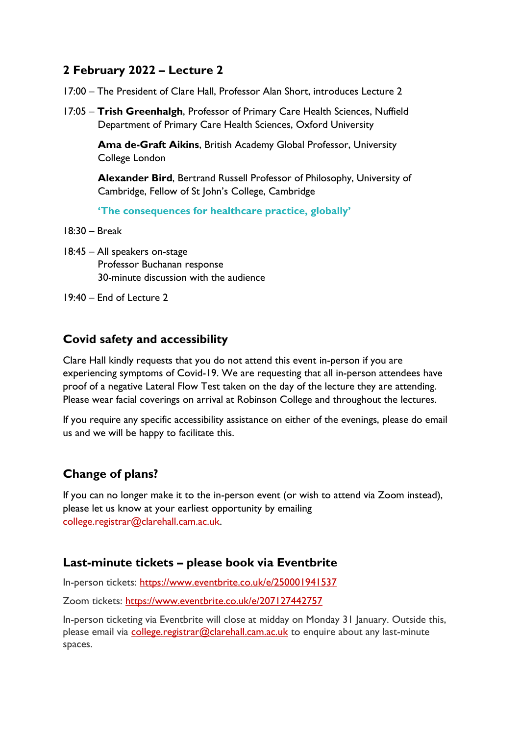## 2 February 2022 – Lecture 2

17:00 – The President of Clare Hall, Professor Alan Short, introduces Lecture 2

17:05 – **Trish Greenhalgh**, Professor of Primary Care Health Sciences, Nuffield Department of Primary Care Health Sciences, Oxford University

**Ama de-Graft Aikins**, British Academy Global Professor, University College London

**Alexander Bird**, Bertrand Russell Professor of Philosophy, University of Cambridge, Fellow of St John's College, Cambridge

**'The consequences for healthcare practice, globally'**

18:30 – Break

18:45 – All speakers on-stage
Professor Buchanan response
30-minute discussion with the audience

19:40 – End of Lecture 2

## Covid safety and accessibility

Clare Hall kindly requests that you do not attend this event in-person if you are experiencing symptoms of Covid-19. We are requesting that all in-person attendees have proof of a negative Lateral Flow Test taken on the day of the lecture they are attending. Please wear facial coverings on arrival at Robinson College and throughout the lectures.

If you require any specific accessibility assistance on either of the evenings, please do email us and we will be happy to facilitate this.

## Change of plans?

If you can no longer make it to the in-person event (or wish to attend via Zoom instead), please let us know at your earliest opportunity by emailing college.registrar@clarehall.cam.ac.uk.

## Last-minute tickets – please book via Eventbrite

In-person tickets: https://www.eventbrite.co.uk/e/250001941537

Zoom tickets: https://www.eventbrite.co.uk/e/207127442757

In-person ticketing via Eventbrite will close at midday on Monday 31 January. Outside this, please email via college.registrar@clarehall.cam.ac.uk to enquire about any last-minute spaces.